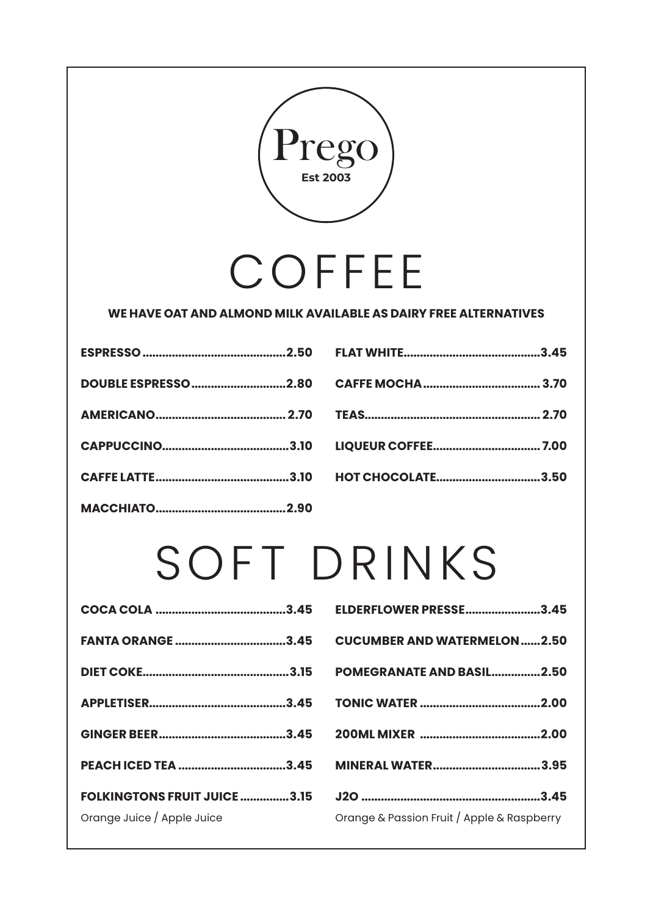# Prego

**Est 2003**

# COFFEE

**WE HAVE OAT AND ALMOND MILK AVAILABLE AS DAIRY FREE ALTERNATIVES**

**ESPRESSO............................................2.50**

**DOUBLE ESPRESSO............................2.80**

**AMERICANO........................................ 2.70**

**CAPPUCCINO.......................................3.10**

**CAFFE LATTE.........................................3.10**

**MACCHIATO........................................2.90**

**FLAT WHITE..........................................3.45**

**CAFFE MOCHA.................................... 3.70**

**TEAS...................................................... 2.70**

**LIQUEUR COFFEE................................. 7.00**

**HOT CHOCOLATE................................3.50**

# SOFT DRINKS

**COCA COLA ........................................3.45**

**FANTA ORANGE ..................................3.45**

**DIET COKE.............................................3.15**

**APPLETISER..........................................3.45**

**GINGER BEER.......................................3.45**

**PEACH ICED TEA .................................3.45**

**FOLKINGTONS FRUIT JUICE ...............3.15**

Orange Juice / Apple Juice

**ELDERFLOWER PRESSE.......................3.45**

**CUCUMBER AND WATERMELON......2.50**

**POMEGRANATE AND BASIL...............2.50**

**TONIC WATER .....................................2.00**

**200ML MIXER .....................................2.00**

**MINERAL WATER.................................3.95**

**J2O .......................................................3.45**

Orange & Passion Fruit / Apple & Raspberry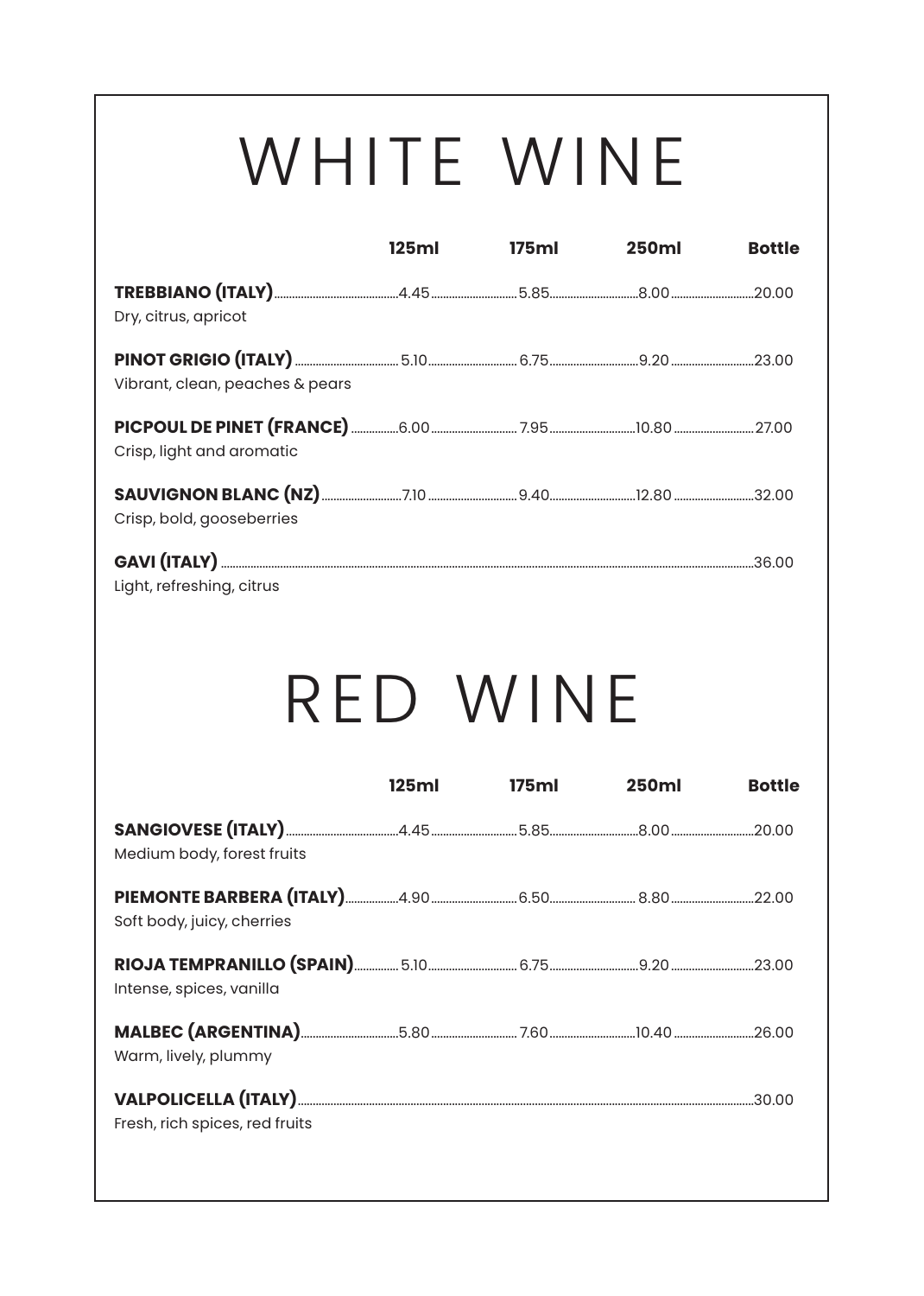# WHITE WINE

| | 125ml | 175ml | 250ml | Bottle |
|---|---|---|---|---|
| **TREBBIANO (ITALY)**<br>Dry, citrus, apricot | 4.45 | 5.85 | 8.00 | 20.00 |
| **PINOT GRIGIO (ITALY)**<br>Vibrant, clean, peaches & pears | 5.10 | 6.75 | 9.20 | 23.00 |
| **PICPOUL DE PINET (FRANCE)**<br>Crisp, light and aromatic | 6.00 | 7.95 | 10.80 | 27.00 |
| **SAUVIGNON BLANC (NZ)**<br>Crisp, bold, gooseberries | 7.10 | 9.40 | 12.80 | 32.00 |
| **GAVI (ITALY)**<br>Light, refreshing, citrus | | | | 36.00 |

# RED WINE

| | 125ml | 175ml | 250ml | Bottle |
|---|---|---|---|---|
| **SANGIOVESE (ITALY)**<br>Medium body, forest fruits | 4.45 | 5.85 | 8.00 | 20.00 |
| **PIEMONTE BARBERA (ITALY)**<br>Soft body, juicy, cherries | 4.90 | 6.50 | 8.80 | 22.00 |
| **RIOJA TEMPRANILLO (SPAIN)**<br>Intense, spices, vanilla | 5.10 | 6.75 | 9.20 | 23.00 |
| **MALBEC (ARGENTINA)**<br>Warm, lively, plummy | 5.80 | 7.60 | 10.40 | 26.00 |
| **VALPOLICELLA (ITALY)**<br>Fresh, rich spices, red fruits | | | | 30.00 |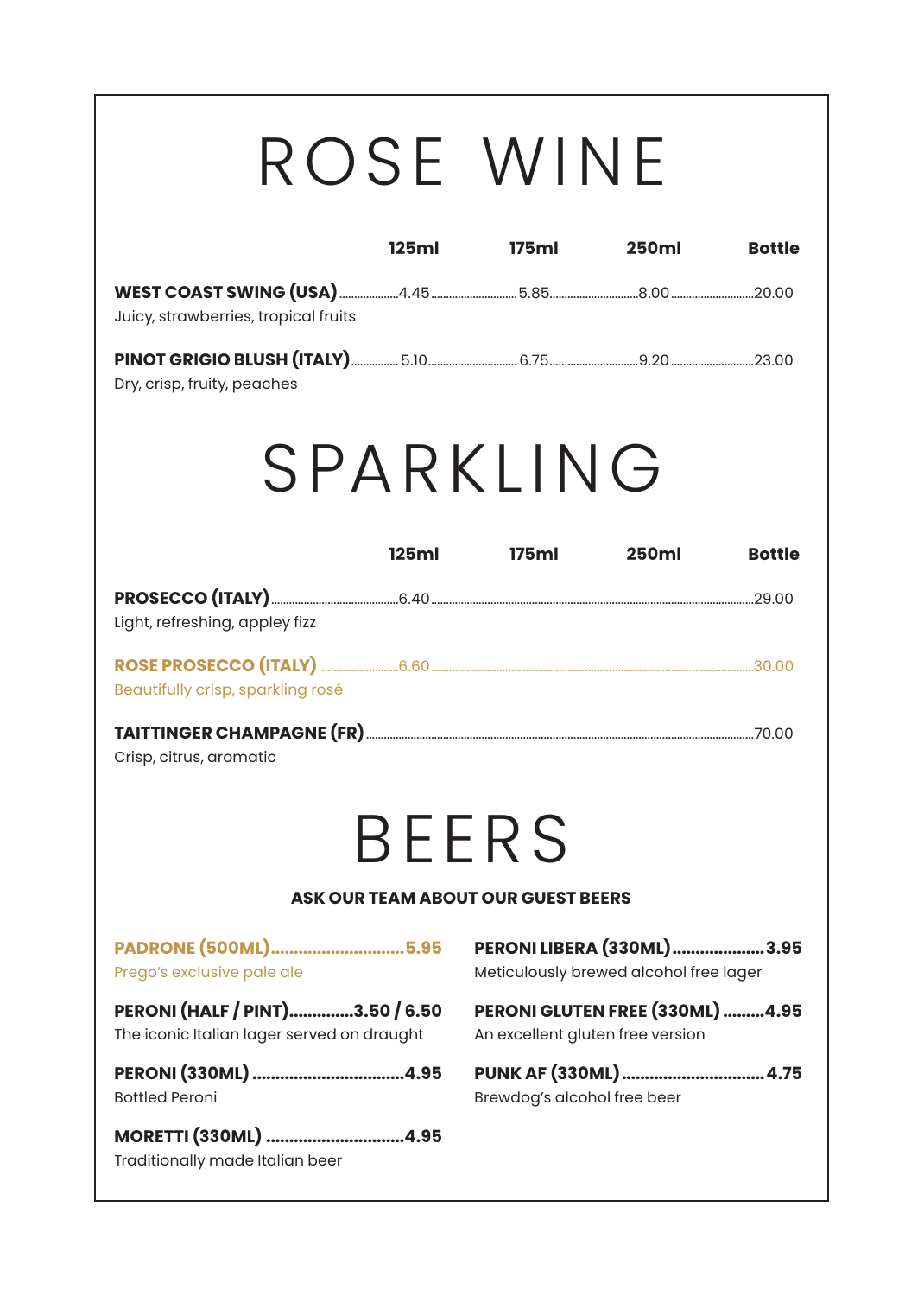# ROSE WINE

| | 125ml | 175ml | 250ml | Bottle |
|---|---|---|---|---|
| **WEST COAST SWING (USA)**<br>Juicy, strawberries, tropical fruits | 4.45 | 5.85 | 8.00 | 20.00 |
| **PINOT GRIGIO BLUSH (ITALY)**<br>Dry, crisp, fruity, peaches | 5.10 | 6.75 | 9.20 | 23.00 |

# SPARKLING

| | 125ml | 175ml | 250ml | Bottle |
|---|---|---|---|---|
| **PROSECCO (ITALY)**<br>Light, refreshing, appley fizz | 6.40 | | | 29.00 |
| **ROSE PROSECCO (ITALY)**<br>Beautifully crisp, sparkling rosé | 6.60 | | | 30.00 |
| **TAITTINGER CHAMPAGNE (FR)**<br>Crisp, citrus, aromatic | | | | 70.00 |

# BEERS

**ASK OUR TEAM ABOUT OUR GUEST BEERS**

**PADRONE (500ML)....5.95**
Prego's exclusive pale ale

**PERONI (HALF / PINT)....3.50 / 6.50**
The iconic Italian lager served on draught

**PERONI (330ML)....4.95**
Bottled Peroni

**MORETTI (330ML)....4.95**
Traditionally made Italian beer

**PERONI LIBERA (330ML)....3.95**
Meticulously brewed alcohol free lager

**PERONI GLUTEN FREE (330ML)....4.95**
An excellent gluten free version

**PUNK AF (330ML)....4.75**
Brewdog's alcohol free beer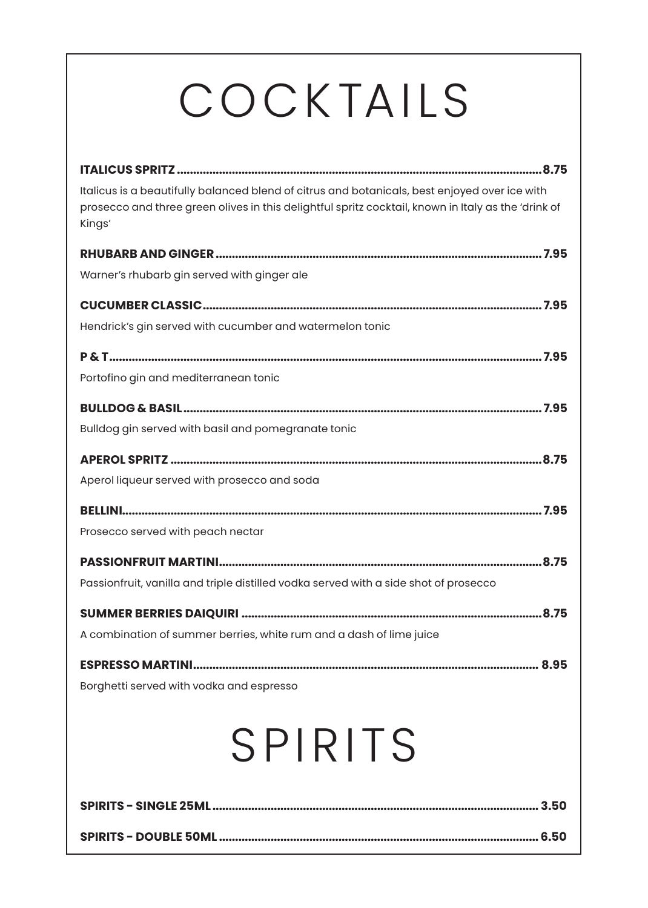# COCKTAILS

**ITALICUS SPRITZ** ........................................ **8.75**

Italicus is a beautifully balanced blend of citrus and botanicals, best enjoyed over ice with prosecco and three green olives in this delightful spritz cocktail, known in Italy as the 'drink of Kings'

**RHUBARB AND GINGER** ........................................ **7.95**

Warner's rhubarb gin served with ginger ale

**CUCUMBER CLASSIC** ........................................ **7.95**

Hendrick's gin served with cucumber and watermelon tonic

**P & T** ........................................ **7.95**

Portofino gin and mediterranean tonic

**BULLDOG & BASIL** ........................................ **7.95**

Bulldog gin served with basil and pomegranate tonic

**APEROL SPRITZ** ........................................ **8.75**

Aperol liqueur served with prosecco and soda

**BELLINI** ........................................ **7.95**

Prosecco served with peach nectar

**PASSIONFRUIT MARTINI** ........................................ **8.75**

Passionfruit, vanilla and triple distilled vodka served with a side shot of prosecco

**SUMMER BERRIES DAIQUIRI** ........................................ **8.75**

A combination of summer berries, white rum and a dash of lime juice

**ESPRESSO MARTINI** ........................................ **8.95**

Borghetti served with vodka and espresso

# SPIRITS

**SPIRITS - SINGLE 25ML** ........................................ **3.50**

**SPIRITS - DOUBLE 50ML** ........................................ **6.50**